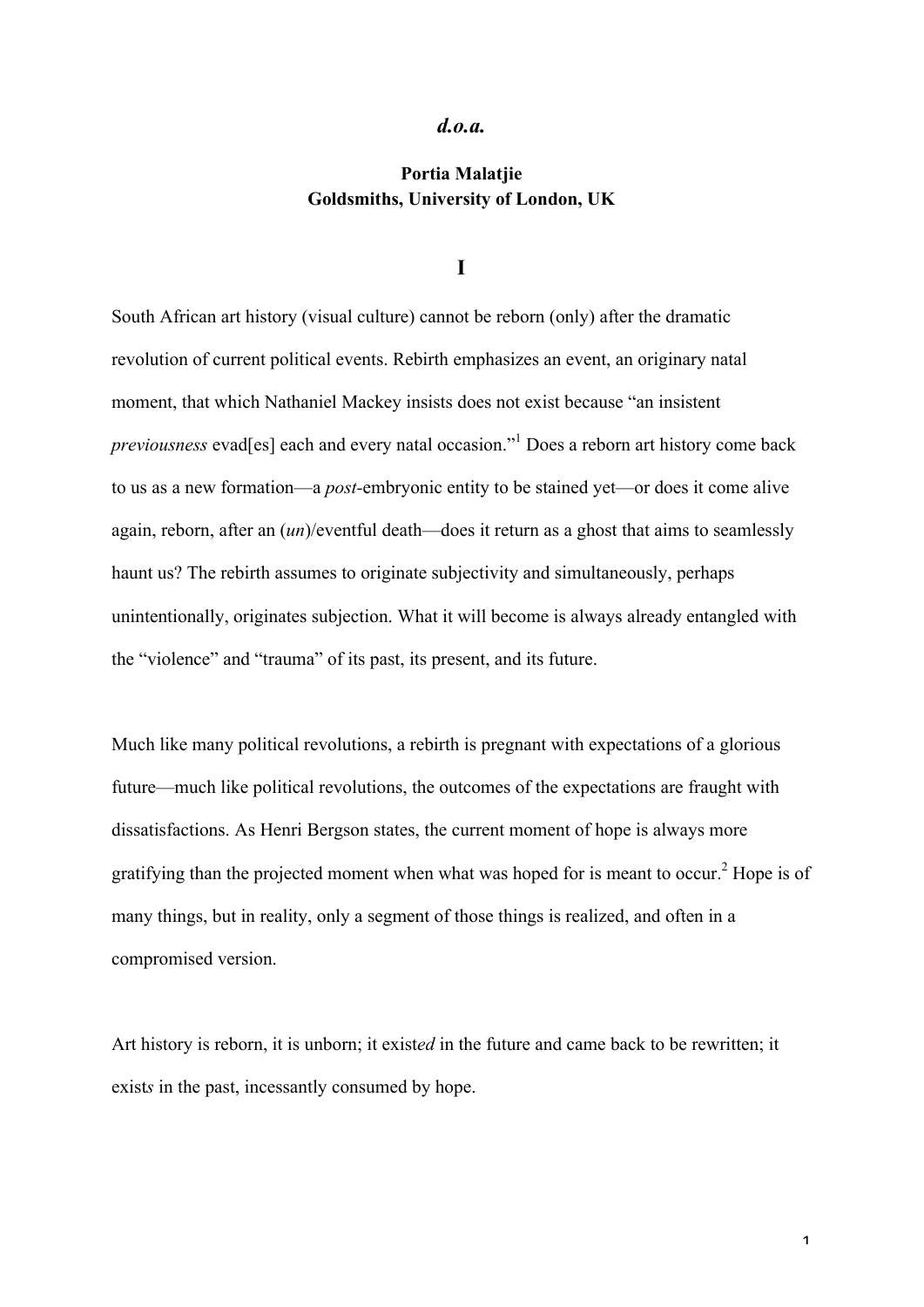# *d.o.a.*

**Portia Malatjie**
**Goldsmiths, University of London, UK**

## I

South African art history (visual culture) cannot be reborn (only) after the dramatic revolution of current political events. Rebirth emphasizes an event, an originary natal moment, that which Nathaniel Mackey insists does not exist because "an insistent *previousness* evad[es] each and every natal occasion."[1] Does a reborn art history come back to us as a new formation—a *post*-embryonic entity to be stained yet—or does it come alive again, reborn, after an (*un*)/eventful death—does it return as a ghost that aims to seamlessly haunt us? The rebirth assumes to originate subjectivity and simultaneously, perhaps unintentionally, originates subjection. What it will become is always already entangled with the "violence" and "trauma" of its past, its present, and its future.

Much like many political revolutions, a rebirth is pregnant with expectations of a glorious future—much like political revolutions, the outcomes of the expectations are fraught with dissatisfactions. As Henri Bergson states, the current moment of hope is always more gratifying than the projected moment when what was hoped for is meant to occur.[2] Hope is of many things, but in reality, only a segment of those things is realized, and often in a compromised version.

Art history is reborn, it is unborn; it exist*ed* in the future and came back to be rewritten; it exist*s* in the past, incessantly consumed by hope.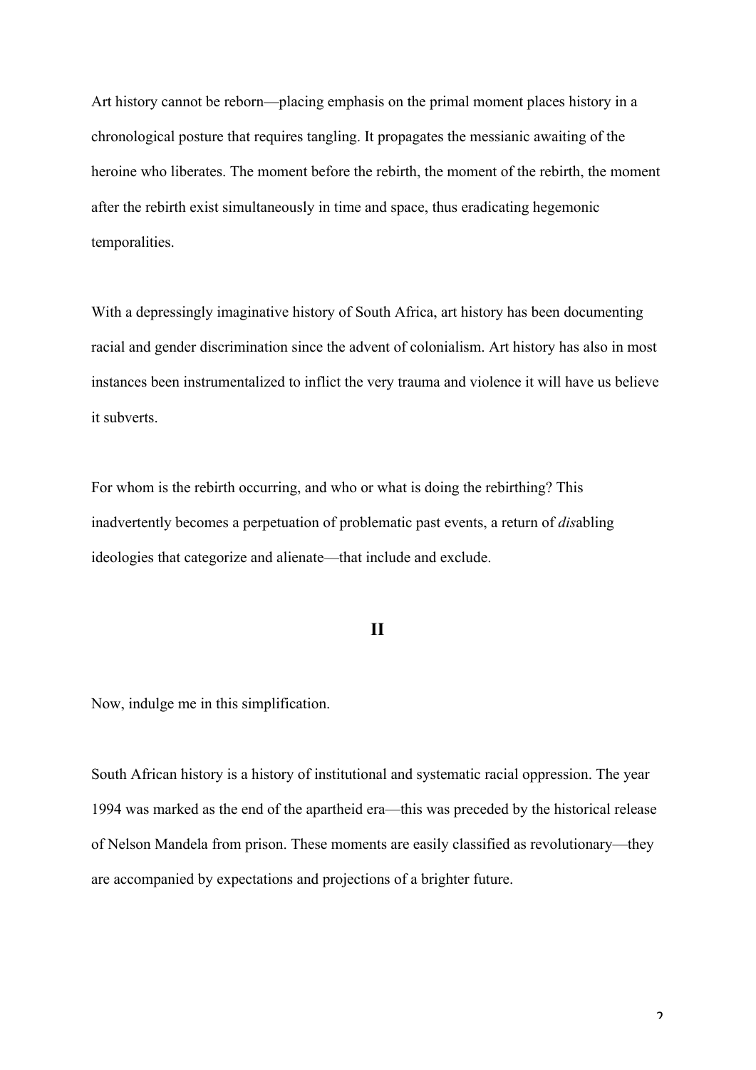Art history cannot be reborn—placing emphasis on the primal moment places history in a chronological posture that requires tangling. It propagates the messianic awaiting of the heroine who liberates. The moment before the rebirth, the moment of the rebirth, the moment after the rebirth exist simultaneously in time and space, thus eradicating hegemonic temporalities.

With a depressingly imaginative history of South Africa, art history has been documenting racial and gender discrimination since the advent of colonialism. Art history has also in most instances been instrumentalized to inflict the very trauma and violence it will have us believe it subverts.

For whom is the rebirth occurring, and who or what is doing the rebirthing? This inadvertently becomes a perpetuation of problematic past events, a return of *dis*abling ideologies that categorize and alienate—that include and exclude.

## II

Now, indulge me in this simplification.

South African history is a history of institutional and systematic racial oppression. The year 1994 was marked as the end of the apartheid era—this was preceded by the historical release of Nelson Mandela from prison. These moments are easily classified as revolutionary—they are accompanied by expectations and projections of a brighter future.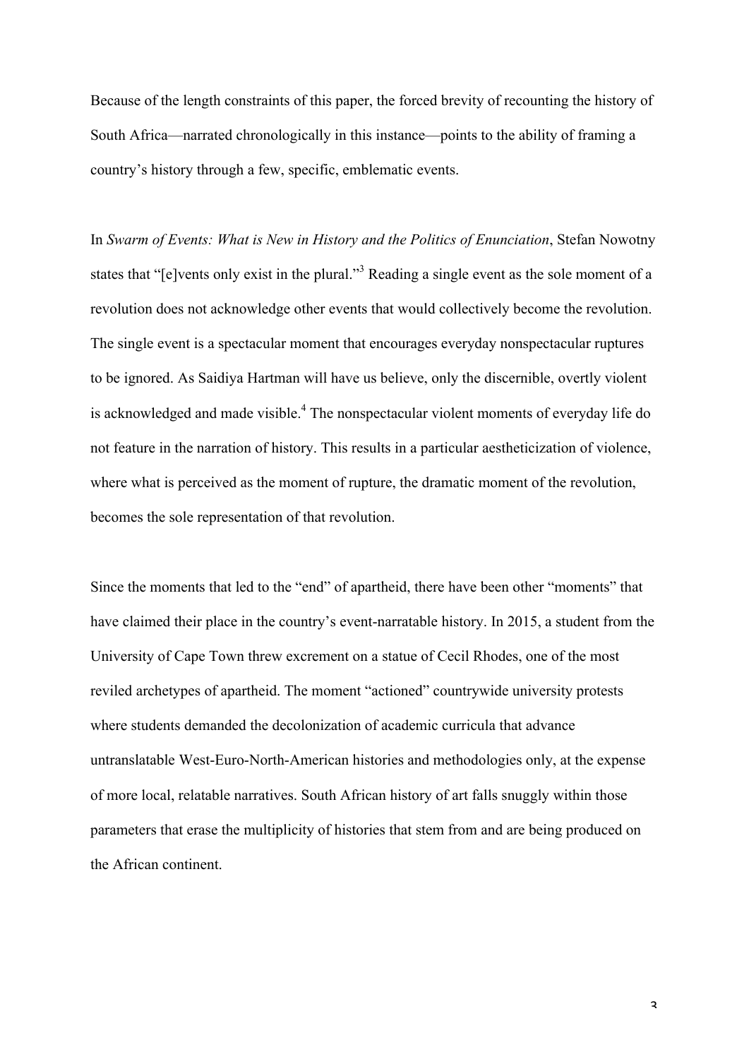Because of the length constraints of this paper, the forced brevity of recounting the history of South Africa—narrated chronologically in this instance—points to the ability of framing a country's history through a few, specific, emblematic events.

In *Swarm of Events: What is New in History and the Politics of Enunciation*, Stefan Nowotny states that "[e]vents only exist in the plural."[3] Reading a single event as the sole moment of a revolution does not acknowledge other events that would collectively become the revolution. The single event is a spectacular moment that encourages everyday nonspectacular ruptures to be ignored. As Saidiya Hartman will have us believe, only the discernible, overtly violent is acknowledged and made visible.[4] The nonspectacular violent moments of everyday life do not feature in the narration of history. This results in a particular aestheticization of violence, where what is perceived as the moment of rupture, the dramatic moment of the revolution, becomes the sole representation of that revolution.

Since the moments that led to the "end" of apartheid, there have been other "moments" that have claimed their place in the country's event-narratable history. In 2015, a student from the University of Cape Town threw excrement on a statue of Cecil Rhodes, one of the most reviled archetypes of apartheid. The moment "actioned" countrywide university protests where students demanded the decolonization of academic curricula that advance untranslatable West-Euro-North-American histories and methodologies only, at the expense of more local, relatable narratives. South African history of art falls snuggly within those parameters that erase the multiplicity of histories that stem from and are being produced on the African continent.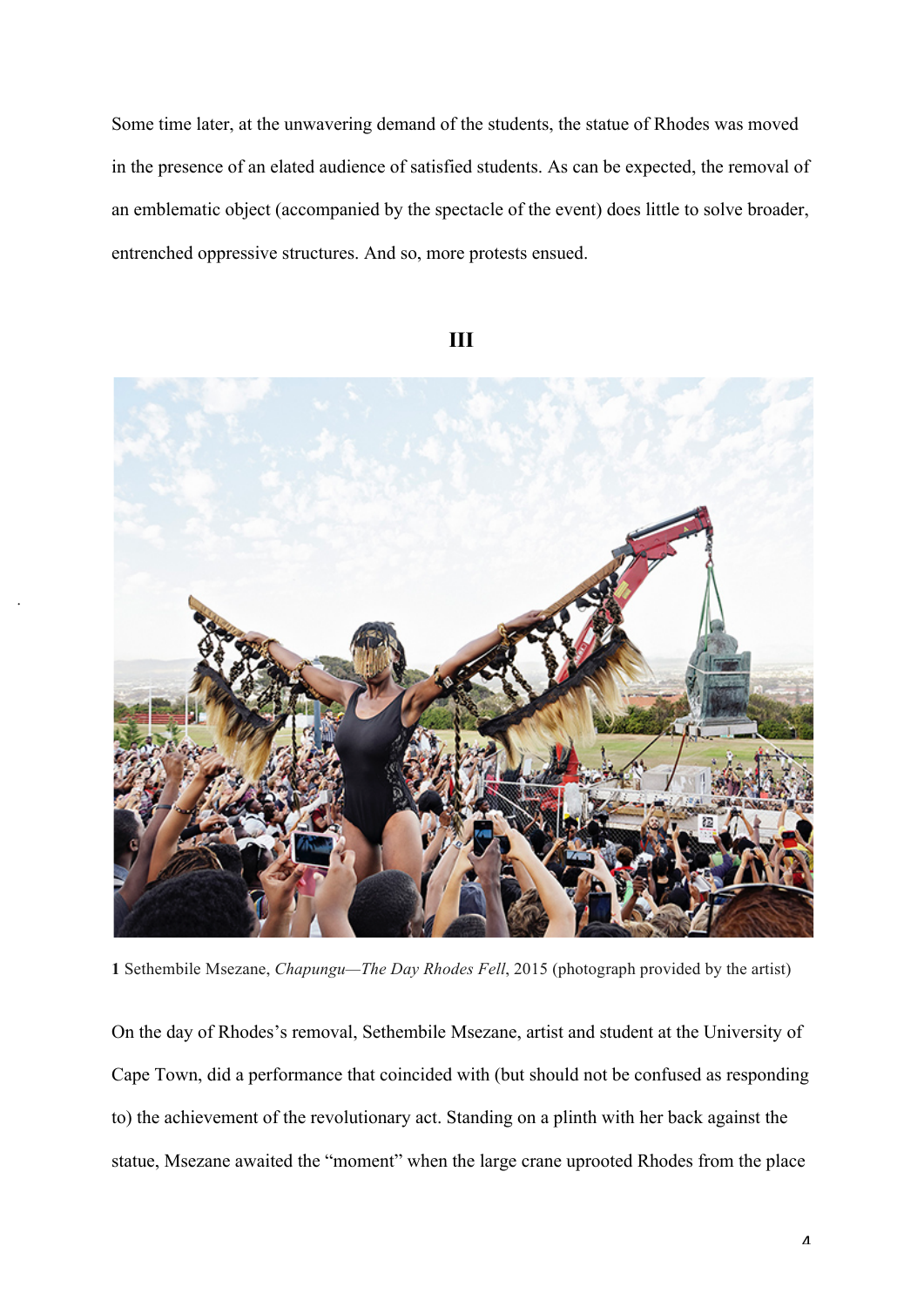Some time later, at the unwavering demand of the students, the statue of Rhodes was moved in the presence of an elated audience of satisfied students. As can be expected, the removal of an emblematic object (accompanied by the spectacle of the event) does little to solve broader, entrenched oppressive structures. And so, more protests ensued.

## III

**1** Sethembile Msezane, *Chapungu—The Day Rhodes Fell*, 2015 (photograph provided by the artist)

On the day of Rhodes's removal, Sethembile Msezane, artist and student at the University of Cape Town, did a performance that coincided with (but should not be confused as responding to) the achievement of the revolutionary act. Standing on a plinth with her back against the statue, Msezane awaited the "moment" when the large crane uprooted Rhodes from the place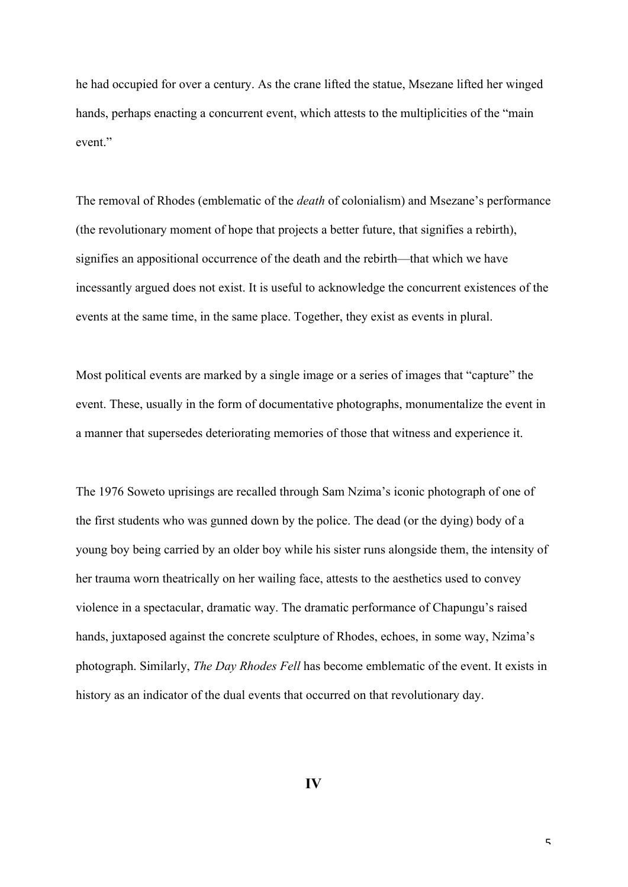he had occupied for over a century. As the crane lifted the statue, Msezane lifted her winged hands, perhaps enacting a concurrent event, which attests to the multiplicities of the "main event."

The removal of Rhodes (emblematic of the *death* of colonialism) and Msezane's performance (the revolutionary moment of hope that projects a better future, that signifies a rebirth), signifies an appositional occurrence of the death and the rebirth—that which we have incessantly argued does not exist. It is useful to acknowledge the concurrent existences of the events at the same time, in the same place. Together, they exist as events in plural.

Most political events are marked by a single image or a series of images that "capture" the event. These, usually in the form of documentative photographs, monumentalize the event in a manner that supersedes deteriorating memories of those that witness and experience it.

The 1976 Soweto uprisings are recalled through Sam Nzima's iconic photograph of one of the first students who was gunned down by the police. The dead (or the dying) body of a young boy being carried by an older boy while his sister runs alongside them, the intensity of her trauma worn theatrically on her wailing face, attests to the aesthetics used to convey violence in a spectacular, dramatic way. The dramatic performance of Chapungu's raised hands, juxtaposed against the concrete sculpture of Rhodes, echoes, in some way, Nzima's photograph. Similarly, *The Day Rhodes Fell* has become emblematic of the event. It exists in history as an indicator of the dual events that occurred on that revolutionary day.

## IV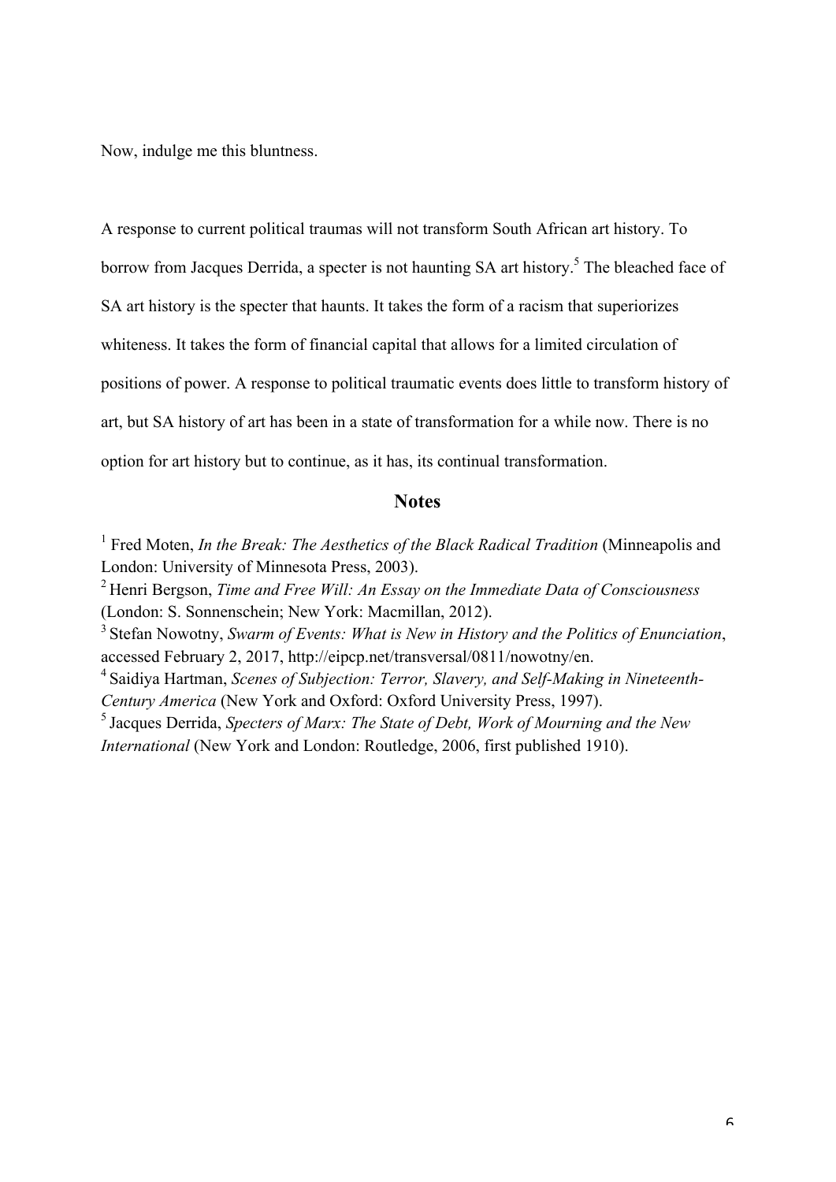Now, indulge me this bluntness.

A response to current political traumas will not transform South African art history. To borrow from Jacques Derrida, a specter is not haunting SA art history.[5] The bleached face of SA art history is the specter that haunts. It takes the form of a racism that superiorizes whiteness. It takes the form of financial capital that allows for a limited circulation of positions of power. A response to political traumatic events does little to transform history of art, but SA history of art has been in a state of transformation for a while now. There is no option for art history but to continue, as it has, its continual transformation.

## Notes

[1] Fred Moten, *In the Break: The Aesthetics of the Black Radical Tradition* (Minneapolis and London: University of Minnesota Press, 2003).

[2] Henri Bergson, *Time and Free Will: An Essay on the Immediate Data of Consciousness* (London: S. Sonnenschein; New York: Macmillan, 2012).

[3] Stefan Nowotny, *Swarm of Events: What is New in History and the Politics of Enunciation*, accessed February 2, 2017, http://eipcp.net/transversal/0811/nowotny/en.

[4] Saidiya Hartman, *Scenes of Subjection: Terror, Slavery, and Self-Making in Nineteenth-Century America* (New York and Oxford: Oxford University Press, 1997).

[5] Jacques Derrida, *Specters of Marx: The State of Debt, Work of Mourning and the New International* (New York and London: Routledge, 2006, first published 1910).